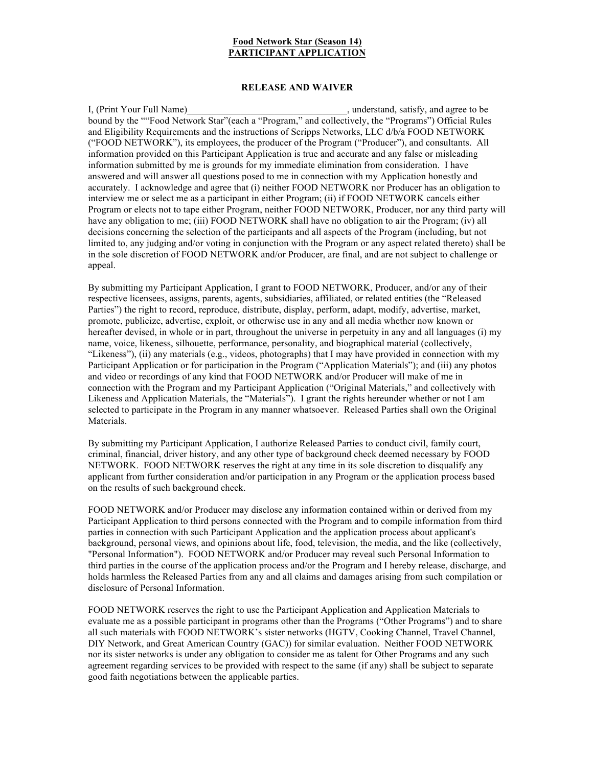**Food Network Star (Season 14)**
**PARTICIPANT APPLICATION**

**RELEASE AND WAIVER**

I, (Print Your Full Name)_________________________________, understand, satisfy, and agree to be bound by the ""Food Network Star"(each a "Program," and collectively, the "Programs") Official Rules and Eligibility Requirements and the instructions of Scripps Networks, LLC d/b/a FOOD NETWORK ("FOOD NETWORK"), its employees, the producer of the Program ("Producer"), and consultants. All information provided on this Participant Application is true and accurate and any false or misleading information submitted by me is grounds for my immediate elimination from consideration. I have answered and will answer all questions posed to me in connection with my Application honestly and accurately. I acknowledge and agree that (i) neither FOOD NETWORK nor Producer has an obligation to interview me or select me as a participant in either Program; (ii) if FOOD NETWORK cancels either Program or elects not to tape either Program, neither FOOD NETWORK, Producer, nor any third party will have any obligation to me; (iii) FOOD NETWORK shall have no obligation to air the Program; (iv) all decisions concerning the selection of the participants and all aspects of the Program (including, but not limited to, any judging and/or voting in conjunction with the Program or any aspect related thereto) shall be in the sole discretion of FOOD NETWORK and/or Producer, are final, and are not subject to challenge or appeal.

By submitting my Participant Application, I grant to FOOD NETWORK, Producer, and/or any of their respective licensees, assigns, parents, agents, subsidiaries, affiliated, or related entities (the "Released Parties") the right to record, reproduce, distribute, display, perform, adapt, modify, advertise, market, promote, publicize, advertise, exploit, or otherwise use in any and all media whether now known or hereafter devised, in whole or in part, throughout the universe in perpetuity in any and all languages (i) my name, voice, likeness, silhouette, performance, personality, and biographical material (collectively, "Likeness"), (ii) any materials (e.g., videos, photographs) that I may have provided in connection with my Participant Application or for participation in the Program ("Application Materials"); and (iii) any photos and video or recordings of any kind that FOOD NETWORK and/or Producer will make of me in connection with the Program and my Participant Application ("Original Materials," and collectively with Likeness and Application Materials, the "Materials"). I grant the rights hereunder whether or not I am selected to participate in the Program in any manner whatsoever. Released Parties shall own the Original Materials.

By submitting my Participant Application, I authorize Released Parties to conduct civil, family court, criminal, financial, driver history, and any other type of background check deemed necessary by FOOD NETWORK. FOOD NETWORK reserves the right at any time in its sole discretion to disqualify any applicant from further consideration and/or participation in any Program or the application process based on the results of such background check.

FOOD NETWORK and/or Producer may disclose any information contained within or derived from my Participant Application to third persons connected with the Program and to compile information from third parties in connection with such Participant Application and the application process about applicant's background, personal views, and opinions about life, food, television, the media, and the like (collectively, "Personal Information"). FOOD NETWORK and/or Producer may reveal such Personal Information to third parties in the course of the application process and/or the Program and I hereby release, discharge, and holds harmless the Released Parties from any and all claims and damages arising from such compilation or disclosure of Personal Information.

FOOD NETWORK reserves the right to use the Participant Application and Application Materials to evaluate me as a possible participant in programs other than the Programs ("Other Programs") and to share all such materials with FOOD NETWORK's sister networks (HGTV, Cooking Channel, Travel Channel, DIY Network, and Great American Country (GAC)) for similar evaluation. Neither FOOD NETWORK nor its sister networks is under any obligation to consider me as talent for Other Programs and any such agreement regarding services to be provided with respect to the same (if any) shall be subject to separate good faith negotiations between the applicable parties.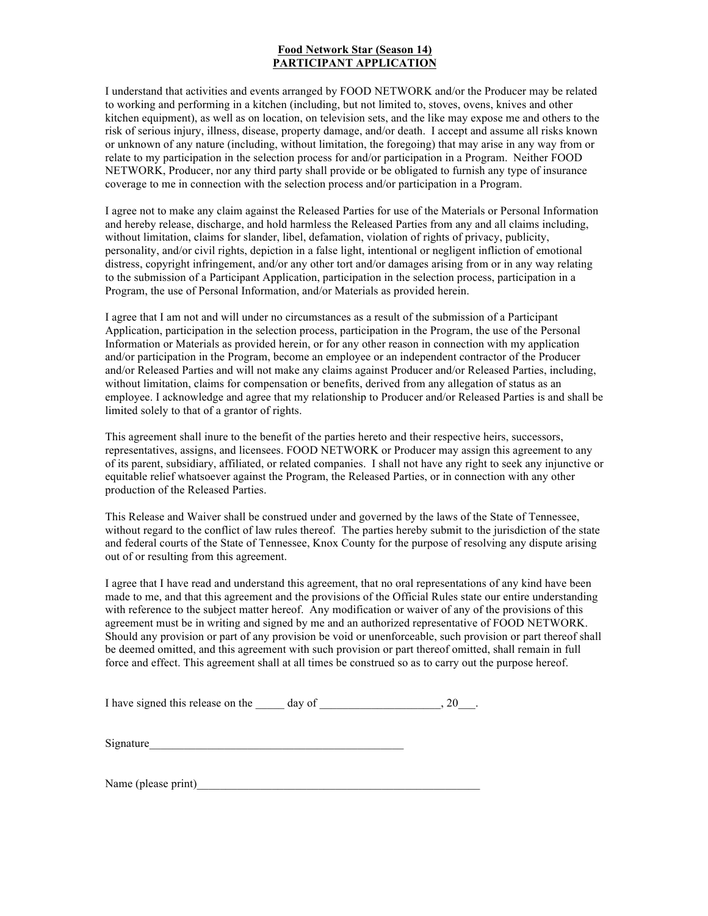**Food Network Star (Season 14)**
**PARTICIPANT APPLICATION**

I understand that activities and events arranged by FOOD NETWORK and/or the Producer may be related to working and performing in a kitchen (including, but not limited to, stoves, ovens, knives and other kitchen equipment), as well as on location, on television sets, and the like may expose me and others to the risk of serious injury, illness, disease, property damage, and/or death. I accept and assume all risks known or unknown of any nature (including, without limitation, the foregoing) that may arise in any way from or relate to my participation in the selection process for and/or participation in a Program. Neither FOOD NETWORK, Producer, nor any third party shall provide or be obligated to furnish any type of insurance coverage to me in connection with the selection process and/or participation in a Program.

I agree not to make any claim against the Released Parties for use of the Materials or Personal Information and hereby release, discharge, and hold harmless the Released Parties from any and all claims including, without limitation, claims for slander, libel, defamation, violation of rights of privacy, publicity, personality, and/or civil rights, depiction in a false light, intentional or negligent infliction of emotional distress, copyright infringement, and/or any other tort and/or damages arising from or in any way relating to the submission of a Participant Application, participation in the selection process, participation in a Program, the use of Personal Information, and/or Materials as provided herein.

I agree that I am not and will under no circumstances as a result of the submission of a Participant Application, participation in the selection process, participation in the Program, the use of the Personal Information or Materials as provided herein, or for any other reason in connection with my application and/or participation in the Program, become an employee or an independent contractor of the Producer and/or Released Parties and will not make any claims against Producer and/or Released Parties, including, without limitation, claims for compensation or benefits, derived from any allegation of status as an employee. I acknowledge and agree that my relationship to Producer and/or Released Parties is and shall be limited solely to that of a grantor of rights.

This agreement shall inure to the benefit of the parties hereto and their respective heirs, successors, representatives, assigns, and licensees. FOOD NETWORK or Producer may assign this agreement to any of its parent, subsidiary, affiliated, or related companies. I shall not have any right to seek any injunctive or equitable relief whatsoever against the Program, the Released Parties, or in connection with any other production of the Released Parties.

This Release and Waiver shall be construed under and governed by the laws of the State of Tennessee, without regard to the conflict of law rules thereof. The parties hereby submit to the jurisdiction of the state and federal courts of the State of Tennessee, Knox County for the purpose of resolving any dispute arising out of or resulting from this agreement.

I agree that I have read and understand this agreement, that no oral representations of any kind have been made to me, and that this agreement and the provisions of the Official Rules state our entire understanding with reference to the subject matter hereof. Any modification or waiver of any of the provisions of this agreement must be in writing and signed by me and an authorized representative of FOOD NETWORK. Should any provision or part of any provision be void or unenforceable, such provision or part thereof shall be deemed omitted, and this agreement with such provision or part thereof omitted, shall remain in full force and effect. This agreement shall at all times be construed so as to carry out the purpose hereof.

I have signed this release on the _____ day of ____________________, 20___.

Signature_____________________________________________

Name (please print)__________________________________________________